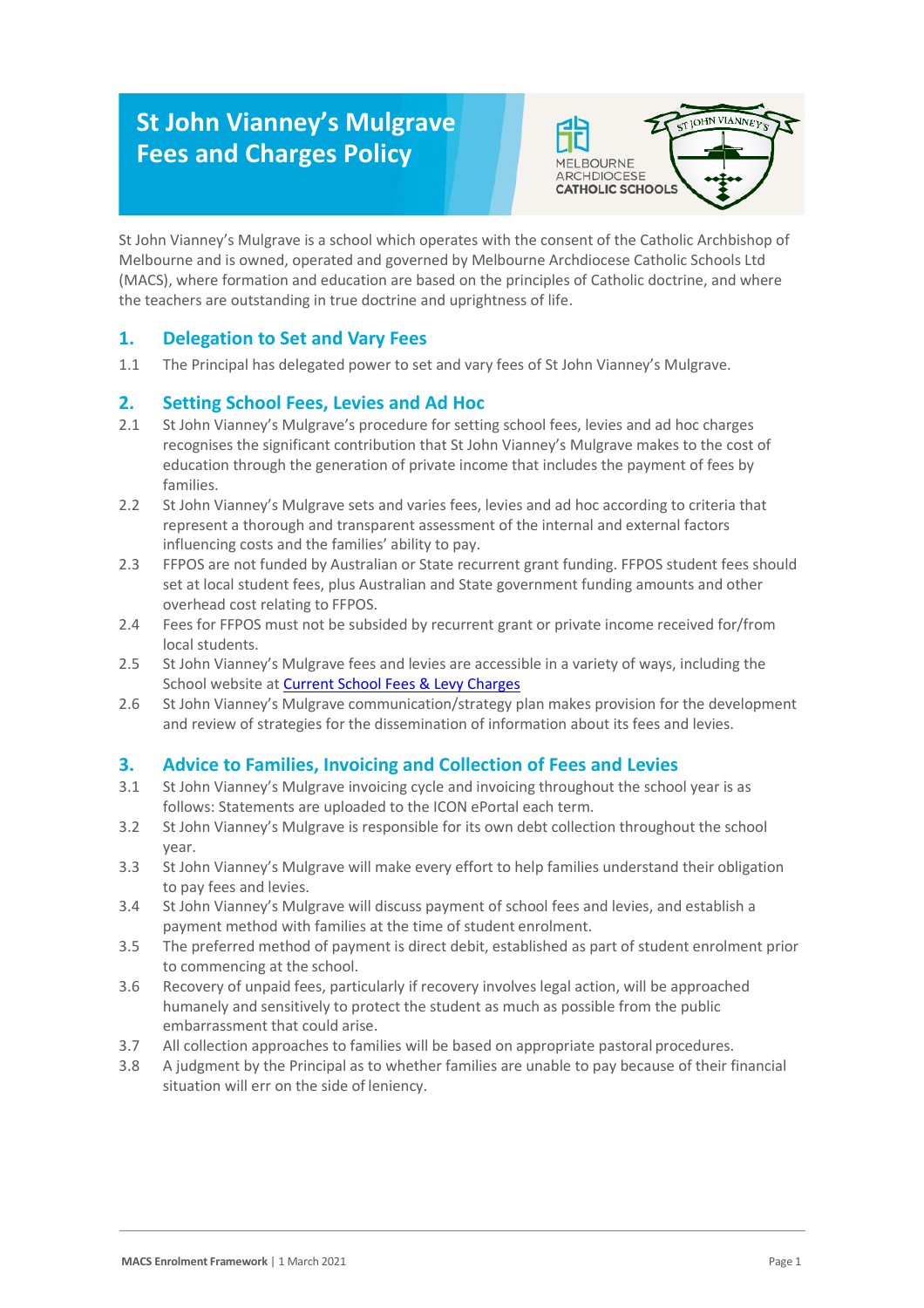# St John Vianney's Mulgrave Fees and Charges Policy

St John Vianney's Mulgrave is a school which operates with the consent of the Catholic Archbishop of Melbourne and is owned, operated and governed by Melbourne Archdiocese Catholic Schools Ltd (MACS), where formation and education are based on the principles of Catholic doctrine, and where the teachers are outstanding in true doctrine and uprightness of life.

## 1. Delegation to Set and Vary Fees

1.1 The Principal has delegated power to set and vary fees of St John Vianney's Mulgrave.

## 2. Setting School Fees, Levies and Ad Hoc

2.1 St John Vianney's Mulgrave's procedure for setting school fees, levies and ad hoc charges recognises the significant contribution that St John Vianney's Mulgrave makes to the cost of education through the generation of private income that includes the payment of fees by families.

2.2 St John Vianney's Mulgrave sets and varies fees, levies and ad hoc according to criteria that represent a thorough and transparent assessment of the internal and external factors influencing costs and the families' ability to pay.

2.3 FFPOS are not funded by Australian or State recurrent grant funding. FFPOS student fees should set at local student fees, plus Australian and State government funding amounts and other overhead cost relating to FFPOS.

2.4 Fees for FFPOS must not be subsided by recurrent grant or private income received for/from local students.

2.5 St John Vianney's Mulgrave fees and levies are accessible in a variety of ways, including the School website at Current School Fees & Levy Charges

2.6 St John Vianney's Mulgrave communication/strategy plan makes provision for the development and review of strategies for the dissemination of information about its fees and levies.

## 3. Advice to Families, Invoicing and Collection of Fees and Levies

3.1 St John Vianney's Mulgrave invoicing cycle and invoicing throughout the school year is as follows: Statements are uploaded to the ICON ePortal each term.

3.2 St John Vianney's Mulgrave is responsible for its own debt collection throughout the school year.

3.3 St John Vianney's Mulgrave will make every effort to help families understand their obligation to pay fees and levies.

3.4 St John Vianney's Mulgrave will discuss payment of school fees and levies, and establish a payment method with families at the time of student enrolment.

3.5 The preferred method of payment is direct debit, established as part of student enrolment prior to commencing at the school.

3.6 Recovery of unpaid fees, particularly if recovery involves legal action, will be approached humanely and sensitively to protect the student as much as possible from the public embarrassment that could arise.

3.7 All collection approaches to families will be based on appropriate pastoral procedures.

3.8 A judgment by the Principal as to whether families are unable to pay because of their financial situation will err on the side of leniency.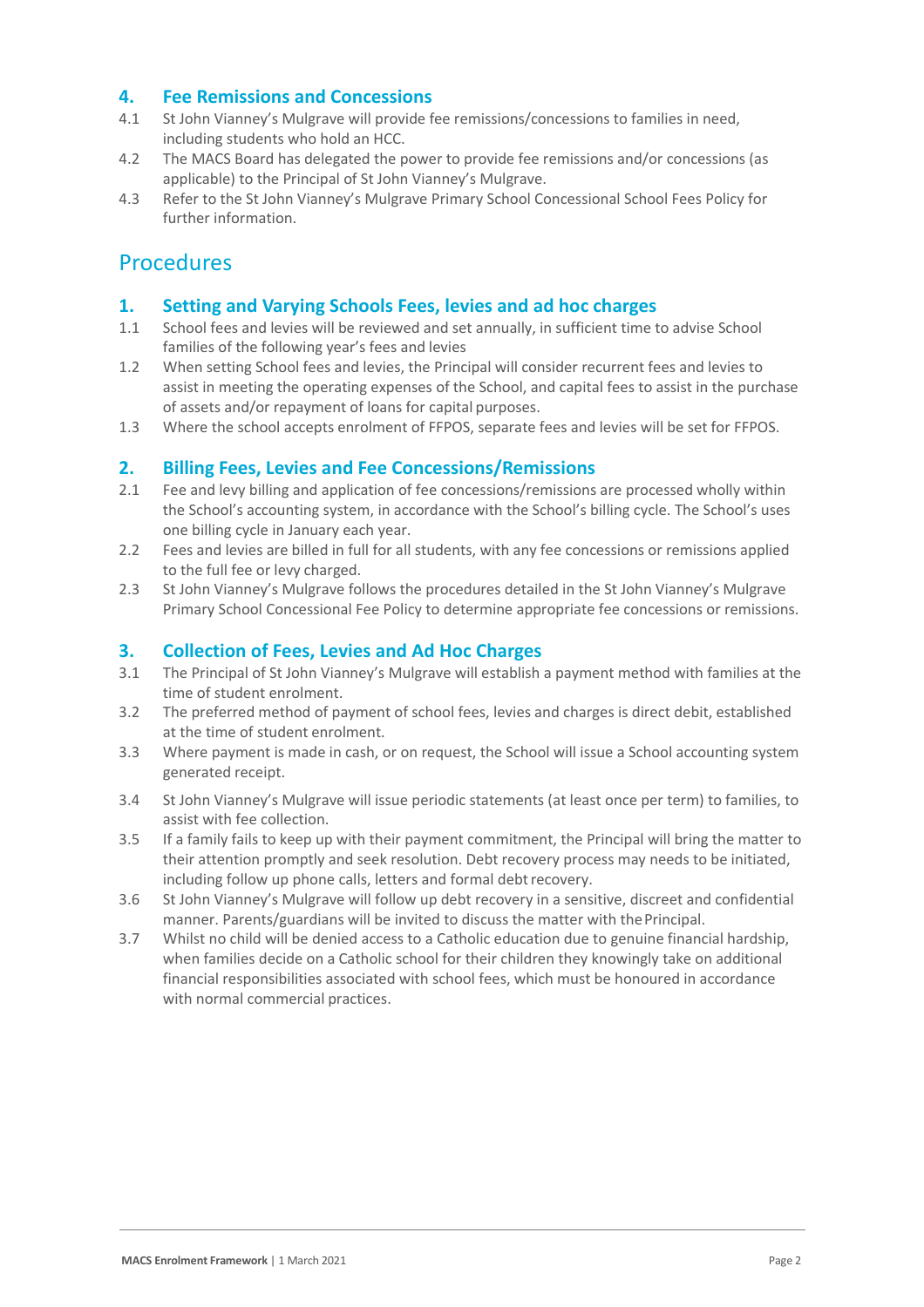## 4. Fee Remissions and Concessions

4.1 St John Vianney's Mulgrave will provide fee remissions/concessions to families in need, including students who hold an HCC.

4.2 The MACS Board has delegated the power to provide fee remissions and/or concessions (as applicable) to the Principal of St John Vianney's Mulgrave.

4.3 Refer to the St John Vianney's Mulgrave Primary School Concessional School Fees Policy for further information.

# Procedures

## 1. Setting and Varying Schools Fees, levies and ad hoc charges

1.1 School fees and levies will be reviewed and set annually, in sufficient time to advise School families of the following year's fees and levies

1.2 When setting School fees and levies, the Principal will consider recurrent fees and levies to assist in meeting the operating expenses of the School, and capital fees to assist in the purchase of assets and/or repayment of loans for capital purposes.

1.3 Where the school accepts enrolment of FFPOS, separate fees and levies will be set for FFPOS.

## 2. Billing Fees, Levies and Fee Concessions/Remissions

2.1 Fee and levy billing and application of fee concessions/remissions are processed wholly within the School's accounting system, in accordance with the School's billing cycle. The School's uses one billing cycle in January each year.

2.2 Fees and levies are billed in full for all students, with any fee concessions or remissions applied to the full fee or levy charged.

2.3 St John Vianney's Mulgrave follows the procedures detailed in the St John Vianney's Mulgrave Primary School Concessional Fee Policy to determine appropriate fee concessions or remissions.

## 3. Collection of Fees, Levies and Ad Hoc Charges

3.1 The Principal of St John Vianney's Mulgrave will establish a payment method with families at the time of student enrolment.

3.2 The preferred method of payment of school fees, levies and charges is direct debit, established at the time of student enrolment.

3.3 Where payment is made in cash, or on request, the School will issue a School accounting system generated receipt.

3.4 St John Vianney's Mulgrave will issue periodic statements (at least once per term) to families, to assist with fee collection.

3.5 If a family fails to keep up with their payment commitment, the Principal will bring the matter to their attention promptly and seek resolution. Debt recovery process may needs to be initiated, including follow up phone calls, letters and formal debt recovery.

3.6 St John Vianney's Mulgrave will follow up debt recovery in a sensitive, discreet and confidential manner. Parents/guardians will be invited to discuss the matter with the Principal.

3.7 Whilst no child will be denied access to a Catholic education due to genuine financial hardship, when families decide on a Catholic school for their children they knowingly take on additional financial responsibilities associated with school fees, which must be honoured in accordance with normal commercial practices.